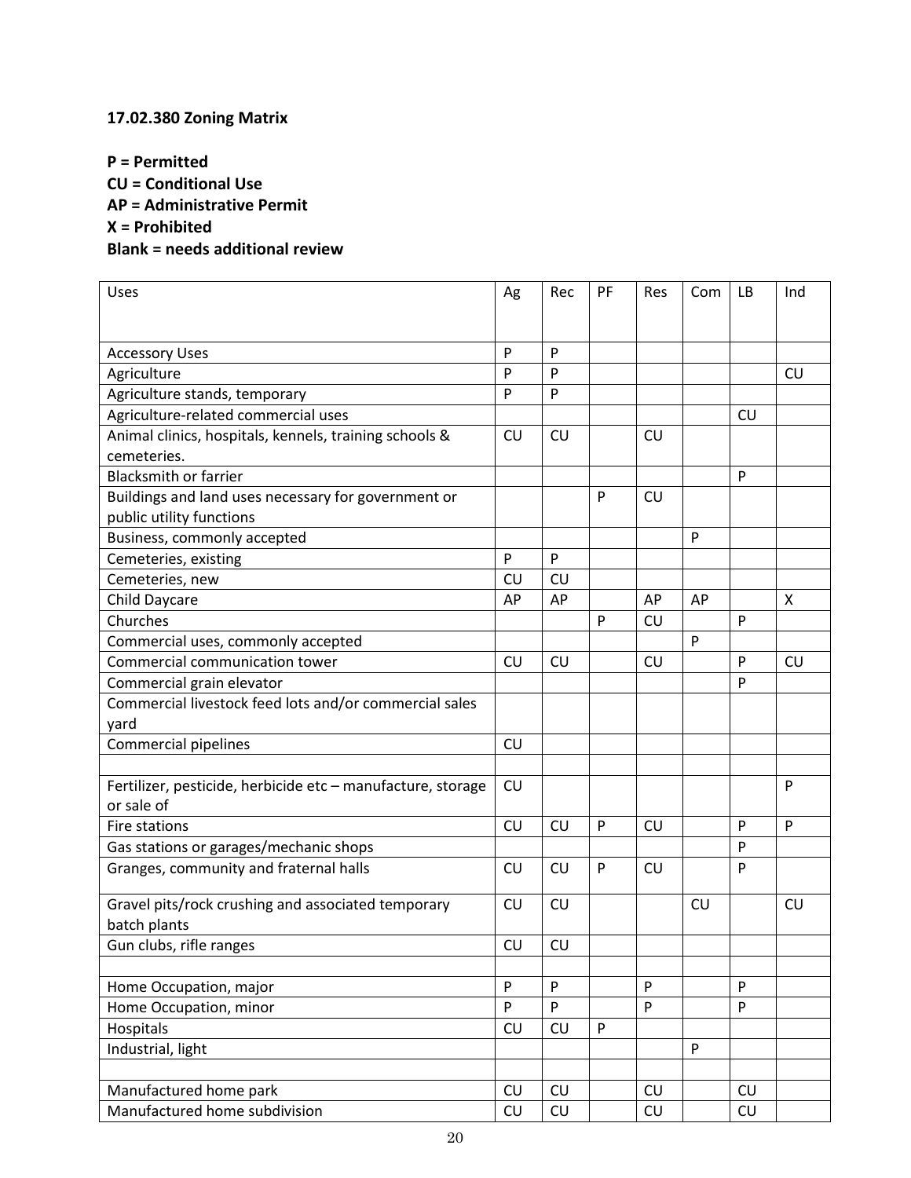**17.02.380 Zoning Matrix**

**P = Permitted**
**CU = Conditional Use**
**AP = Administrative Permit**
**X = Prohibited**
**Blank = needs additional review**

| Uses | Ag | Rec | PF | Res | Com | LB | Ind |
|---|---|---|---|---|---|---|---|
| Accessory Uses | P | P | | | | | |
| Agriculture | P | P | | | | | CU |
| Agriculture stands, temporary | P | P | | | | | |
| Agriculture-related commercial uses | | | | | | CU | |
| Animal clinics, hospitals, kennels, training schools & cemeteries. | CU | CU | | CU | | | |
| Blacksmith or farrier | | | | | | P | |
| Buildings and land uses necessary for government or public utility functions | | | P | CU | | | |
| Business, commonly accepted | | | | | P | | |
| Cemeteries, existing | P | P | | | | | |
| Cemeteries, new | CU | CU | | | | | |
| Child Daycare | AP | AP | | AP | AP | | X |
| Churches | | | P | CU | | P | |
| Commercial uses, commonly accepted | | | | | P | | |
| Commercial communication tower | CU | CU | | CU | | P | CU |
| Commercial grain elevator | | | | | | P | |
| Commercial livestock feed lots and/or commercial sales yard | | | | | | | |
| Commercial pipelines | CU | | | | | | |
| | | | | | | | |
| Fertilizer, pesticide, herbicide etc – manufacture, storage or sale of | CU | | | | | | P |
| Fire stations | CU | CU | P | CU | | P | P |
| Gas stations or garages/mechanic shops | | | | | | P | |
| Granges, community and fraternal halls | CU | CU | P | CU | | P | |
| Gravel pits/rock crushing and associated temporary batch plants | CU | CU | | | CU | | CU |
| Gun clubs, rifle ranges | CU | CU | | | | | |
| | | | | | | | |
| Home Occupation, major | P | P | | P | | P | |
| Home Occupation, minor | P | P | | P | | P | |
| Hospitals | CU | CU | P | | | | |
| Industrial, light | | | | | P | | |
| | | | | | | | |
| Manufactured home park | CU | CU | | CU | | CU | |
| Manufactured home subdivision | CU | CU | | CU | | CU | |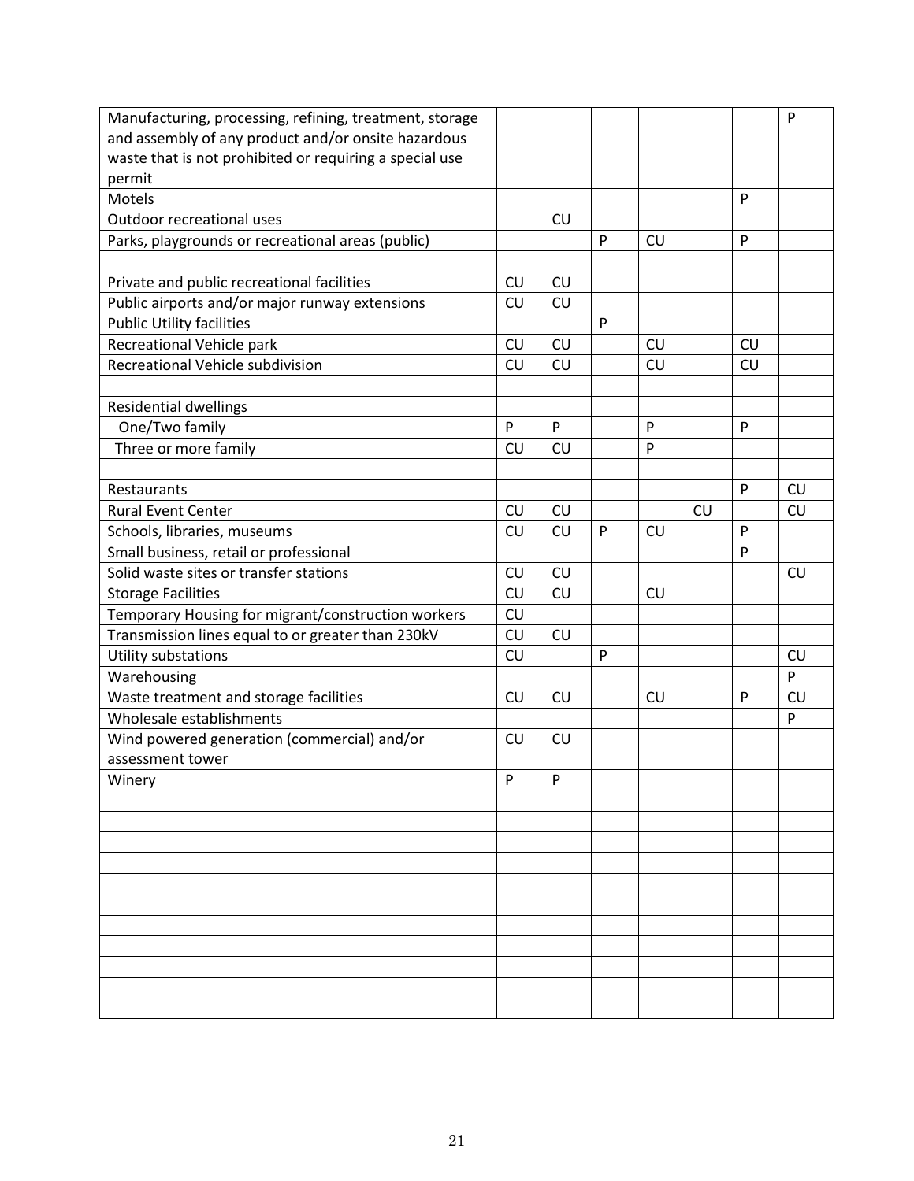| | | | | | | | |
|---|---|---|---|---|---|---|---|
| Manufacturing, processing, refining, treatment, storage and assembly of any product and/or onsite hazardous waste that is not prohibited or requiring a special use permit | | | | | | | P |
| Motels | | | | | | P | |
| Outdoor recreational uses | | CU | | | | | |
| Parks, playgrounds or recreational areas (public) | | | P | CU | | P | |
| | | | | | | | |
| Private and public recreational facilities | CU | CU | | | | | |
| Public airports and/or major runway extensions | CU | CU | | | | | |
| Public Utility facilities | | | P | | | | |
| Recreational Vehicle park | CU | CU | | CU | | CU | |
| Recreational Vehicle subdivision | CU | CU | | CU | | CU | |
| | | | | | | | |
| Residential dwellings | | | | | | | |
| One/Two family | P | P | | P | | P | |
| Three or more family | CU | CU | | P | | | |
| | | | | | | | |
| Restaurants | | | | | | P | CU |
| Rural Event Center | CU | CU | | | CU | | CU |
| Schools, libraries, museums | CU | CU | P | CU | | P | |
| Small business, retail or professional | | | | | | P | |
| Solid waste sites or transfer stations | CU | CU | | | | | CU |
| Storage Facilities | CU | CU | | CU | | | |
| Temporary Housing for migrant/construction workers | CU | | | | | | |
| Transmission lines equal to or greater than 230kV | CU | CU | | | | | |
| Utility substations | CU | | P | | | | CU |
| Warehousing | | | | | | | P |
| Waste treatment and storage facilities | CU | CU | | CU | | P | CU |
| Wholesale establishments | | | | | | | P |
| Wind powered generation (commercial) and/or assessment tower | CU | CU | | | | | |
| Winery | P | P | | | | | |
| | | | | | | | |
| | | | | | | | |
| | | | | | | | |
| | | | | | | | |
| | | | | | | | |
| | | | | | | | |
| | | | | | | | |
| | | | | | | | |
| | | | | | | | |
| | | | | | | | |
| | | | | | | | |